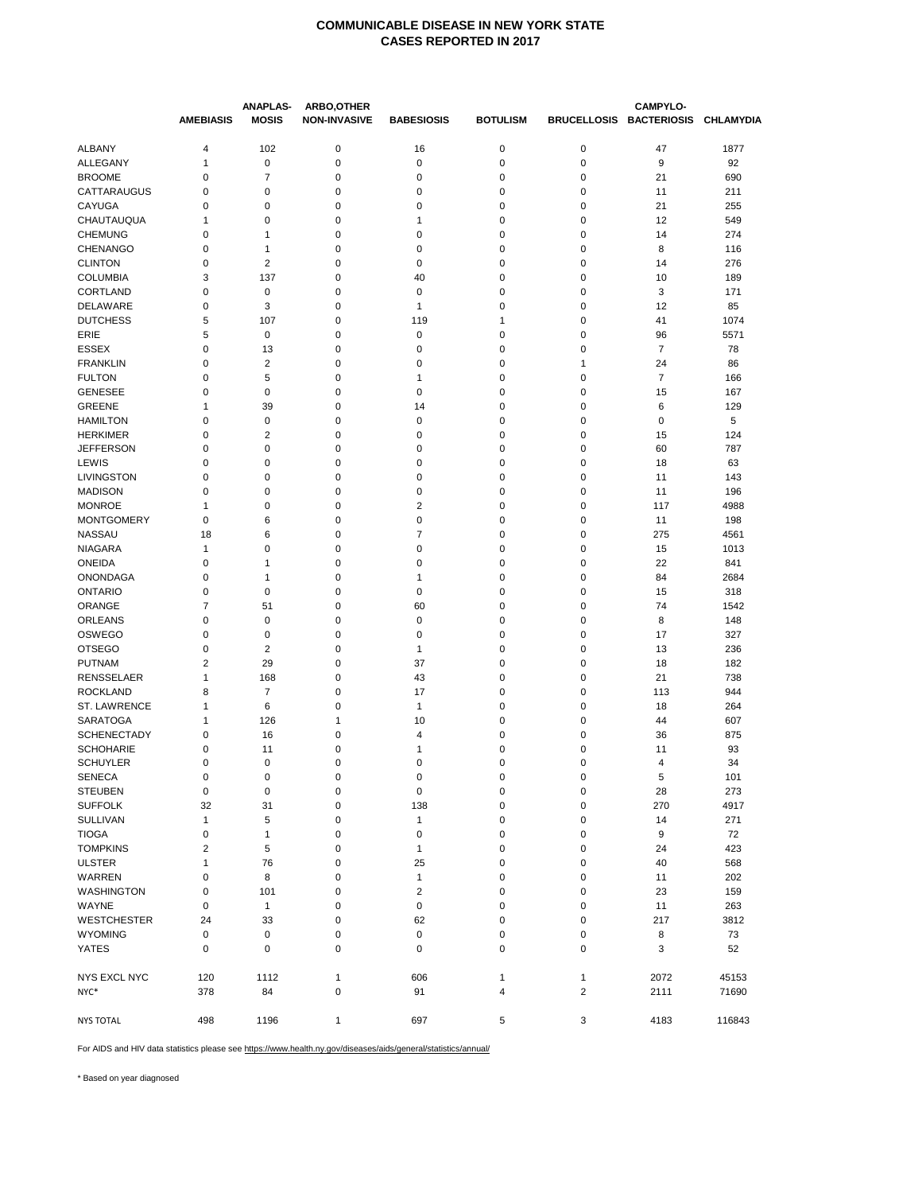# COMMUNICABLE DISEASE IN NEW YORK STATE
## CASES REPORTED IN 2017

| | AMEBIASIS | ANAPLAS-MOSIS | ARBO,OTHER NON-INVASIVE | BABESIOSIS | BOTULISM | BRUCELLOSIS | CAMPYLO-BACTERIOSIS | CHLAMYDIA |
|---|---|---|---|---|---|---|---|---|
| ALBANY | 4 | 102 | 0 | 16 | 0 | 0 | 47 | 1877 |
| ALLEGANY | 1 | 0 | 0 | 0 | 0 | 0 | 9 | 92 |
| BROOME | 0 | 7 | 0 | 0 | 0 | 0 | 21 | 690 |
| CATTARAUGUS | 0 | 0 | 0 | 0 | 0 | 0 | 11 | 211 |
| CAYUGA | 0 | 0 | 0 | 0 | 0 | 0 | 21 | 255 |
| CHAUTAUQUA | 1 | 0 | 0 | 1 | 0 | 0 | 12 | 549 |
| CHEMUNG | 0 | 1 | 0 | 0 | 0 | 0 | 14 | 274 |
| CHENANGO | 0 | 1 | 0 | 0 | 0 | 0 | 8 | 116 |
| CLINTON | 0 | 2 | 0 | 0 | 0 | 0 | 14 | 276 |
| COLUMBIA | 3 | 137 | 0 | 40 | 0 | 0 | 10 | 189 |
| CORTLAND | 0 | 0 | 0 | 0 | 0 | 0 | 3 | 171 |
| DELAWARE | 0 | 3 | 0 | 1 | 0 | 0 | 12 | 85 |
| DUTCHESS | 5 | 107 | 0 | 119 | 1 | 0 | 41 | 1074 |
| ERIE | 5 | 0 | 0 | 0 | 0 | 0 | 96 | 5571 |
| ESSEX | 0 | 13 | 0 | 0 | 0 | 0 | 7 | 78 |
| FRANKLIN | 0 | 2 | 0 | 0 | 0 | 1 | 24 | 86 |
| FULTON | 0 | 5 | 0 | 1 | 0 | 0 | 7 | 166 |
| GENESEE | 0 | 0 | 0 | 0 | 0 | 0 | 15 | 167 |
| GREENE | 1 | 39 | 0 | 14 | 0 | 0 | 6 | 129 |
| HAMILTON | 0 | 0 | 0 | 0 | 0 | 0 | 0 | 5 |
| HERKIMER | 0 | 2 | 0 | 0 | 0 | 0 | 15 | 124 |
| JEFFERSON | 0 | 0 | 0 | 0 | 0 | 0 | 60 | 787 |
| LEWIS | 0 | 0 | 0 | 0 | 0 | 0 | 18 | 63 |
| LIVINGSTON | 0 | 0 | 0 | 0 | 0 | 0 | 11 | 143 |
| MADISON | 0 | 0 | 0 | 0 | 0 | 0 | 11 | 196 |
| MONROE | 1 | 0 | 0 | 2 | 0 | 0 | 117 | 4988 |
| MONTGOMERY | 0 | 6 | 0 | 0 | 0 | 0 | 11 | 198 |
| NASSAU | 18 | 6 | 0 | 7 | 0 | 0 | 275 | 4561 |
| NIAGARA | 1 | 0 | 0 | 0 | 0 | 0 | 15 | 1013 |
| ONEIDA | 0 | 1 | 0 | 0 | 0 | 0 | 22 | 841 |
| ONONDAGA | 0 | 1 | 0 | 1 | 0 | 0 | 84 | 2684 |
| ONTARIO | 0 | 0 | 0 | 0 | 0 | 0 | 15 | 318 |
| ORANGE | 7 | 51 | 0 | 60 | 0 | 0 | 74 | 1542 |
| ORLEANS | 0 | 0 | 0 | 0 | 0 | 0 | 8 | 148 |
| OSWEGO | 0 | 0 | 0 | 0 | 0 | 0 | 17 | 327 |
| OTSEGO | 0 | 2 | 0 | 1 | 0 | 0 | 13 | 236 |
| PUTNAM | 2 | 29 | 0 | 37 | 0 | 0 | 18 | 182 |
| RENSSELAER | 1 | 168 | 0 | 43 | 0 | 0 | 21 | 738 |
| ROCKLAND | 8 | 7 | 0 | 17 | 0 | 0 | 113 | 944 |
| ST. LAWRENCE | 1 | 6 | 0 | 1 | 0 | 0 | 18 | 264 |
| SARATOGA | 1 | 126 | 1 | 10 | 0 | 0 | 44 | 607 |
| SCHENECTADY | 0 | 16 | 0 | 4 | 0 | 0 | 36 | 875 |
| SCHOHARIE | 0 | 11 | 0 | 1 | 0 | 0 | 11 | 93 |
| SCHUYLER | 0 | 0 | 0 | 0 | 0 | 0 | 4 | 34 |
| SENECA | 0 | 0 | 0 | 0 | 0 | 0 | 5 | 101 |
| STEUBEN | 0 | 0 | 0 | 0 | 0 | 0 | 28 | 273 |
| SUFFOLK | 32 | 31 | 0 | 138 | 0 | 0 | 270 | 4917 |
| SULLIVAN | 1 | 5 | 0 | 1 | 0 | 0 | 14 | 271 |
| TIOGA | 0 | 1 | 0 | 0 | 0 | 0 | 9 | 72 |
| TOMPKINS | 2 | 5 | 0 | 1 | 0 | 0 | 24 | 423 |
| ULSTER | 1 | 76 | 0 | 25 | 0 | 0 | 40 | 568 |
| WARREN | 0 | 8 | 0 | 1 | 0 | 0 | 11 | 202 |
| WASHINGTON | 0 | 101 | 0 | 2 | 0 | 0 | 23 | 159 |
| WAYNE | 0 | 1 | 0 | 0 | 0 | 0 | 11 | 263 |
| WESTCHESTER | 24 | 33 | 0 | 62 | 0 | 0 | 217 | 3812 |
| WYOMING | 0 | 0 | 0 | 0 | 0 | 0 | 8 | 73 |
| YATES | 0 | 0 | 0 | 0 | 0 | 0 | 3 | 52 |
| NYS EXCL NYC | 120 | 1112 | 1 | 606 | 1 | 1 | 2072 | 45153 |
| NYC* | 378 | 84 | 0 | 91 | 4 | 2 | 2111 | 71690 |
| NYS TOTAL | 498 | 1196 | 1 | 697 | 5 | 3 | 4183 | 116843 |

For AIDS and HIV data statistics please see https://www.health.ny.gov/diseases/aids/general/statistics/annual/

* Based on year diagnosed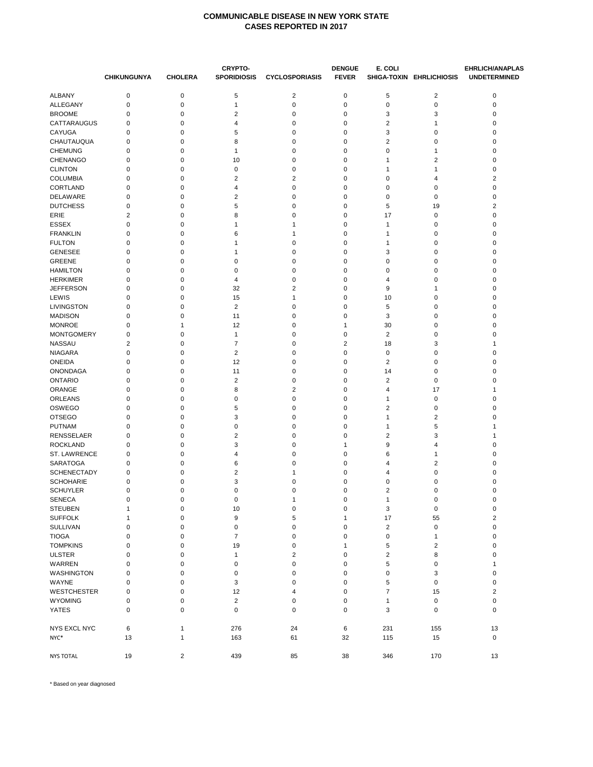**COMMUNICABLE DISEASE IN NEW YORK STATE**
**CASES REPORTED IN 2017**

| | CHIKUNGUNYA | CHOLERA | CRYPTO-SPORIDIOSIS | CYCLOSPORIASIS | DENGUE FEVER | E. COLI SHIGA-TOXIN | EHRLICHIOSIS | EHRLICH/ANAPLAS UNDETERMINED |
|---|---|---|---|---|---|---|---|---|
| ALBANY | 0 | 0 | 5 | 2 | 0 | 5 | 2 | 0 |
| ALLEGANY | 0 | 0 | 1 | 0 | 0 | 0 | 0 | 0 |
| BROOME | 0 | 0 | 2 | 0 | 0 | 3 | 3 | 0 |
| CATTARAUGUS | 0 | 0 | 4 | 0 | 0 | 2 | 1 | 0 |
| CAYUGA | 0 | 0 | 5 | 0 | 0 | 3 | 0 | 0 |
| CHAUTAUQUA | 0 | 0 | 8 | 0 | 0 | 2 | 0 | 0 |
| CHEMUNG | 0 | 0 | 1 | 0 | 0 | 0 | 1 | 0 |
| CHENANGO | 0 | 0 | 10 | 0 | 0 | 1 | 2 | 0 |
| CLINTON | 0 | 0 | 0 | 0 | 0 | 1 | 1 | 0 |
| COLUMBIA | 0 | 0 | 2 | 2 | 0 | 0 | 4 | 2 |
| CORTLAND | 0 | 0 | 4 | 0 | 0 | 0 | 0 | 0 |
| DELAWARE | 0 | 0 | 2 | 0 | 0 | 0 | 0 | 0 |
| DUTCHESS | 0 | 0 | 5 | 0 | 0 | 5 | 19 | 2 |
| ERIE | 2 | 0 | 8 | 0 | 0 | 17 | 0 | 0 |
| ESSEX | 0 | 0 | 1 | 1 | 0 | 1 | 0 | 0 |
| FRANKLIN | 0 | 0 | 6 | 1 | 0 | 1 | 0 | 0 |
| FULTON | 0 | 0 | 1 | 0 | 0 | 1 | 0 | 0 |
| GENESEE | 0 | 0 | 1 | 0 | 0 | 3 | 0 | 0 |
| GREENE | 0 | 0 | 0 | 0 | 0 | 0 | 0 | 0 |
| HAMILTON | 0 | 0 | 0 | 0 | 0 | 0 | 0 | 0 |
| HERKIMER | 0 | 0 | 4 | 0 | 0 | 4 | 0 | 0 |
| JEFFERSON | 0 | 0 | 32 | 2 | 0 | 9 | 1 | 0 |
| LEWIS | 0 | 0 | 15 | 1 | 0 | 10 | 0 | 0 |
| LIVINGSTON | 0 | 0 | 2 | 0 | 0 | 5 | 0 | 0 |
| MADISON | 0 | 0 | 11 | 0 | 0 | 3 | 0 | 0 |
| MONROE | 0 | 1 | 12 | 0 | 1 | 30 | 0 | 0 |
| MONTGOMERY | 0 | 0 | 1 | 0 | 0 | 2 | 0 | 0 |
| NASSAU | 2 | 0 | 7 | 0 | 2 | 18 | 3 | 1 |
| NIAGARA | 0 | 0 | 2 | 0 | 0 | 0 | 0 | 0 |
| ONEIDA | 0 | 0 | 12 | 0 | 0 | 2 | 0 | 0 |
| ONONDAGA | 0 | 0 | 11 | 0 | 0 | 14 | 0 | 0 |
| ONTARIO | 0 | 0 | 2 | 0 | 0 | 2 | 0 | 0 |
| ORANGE | 0 | 0 | 8 | 2 | 0 | 4 | 17 | 1 |
| ORLEANS | 0 | 0 | 0 | 0 | 0 | 1 | 0 | 0 |
| OSWEGO | 0 | 0 | 5 | 0 | 0 | 2 | 0 | 0 |
| OTSEGO | 0 | 0 | 3 | 0 | 0 | 1 | 2 | 0 |
| PUTNAM | 0 | 0 | 0 | 0 | 0 | 1 | 5 | 1 |
| RENSSELAER | 0 | 0 | 2 | 0 | 0 | 2 | 3 | 1 |
| ROCKLAND | 0 | 0 | 3 | 0 | 1 | 9 | 4 | 0 |
| ST. LAWRENCE | 0 | 0 | 4 | 0 | 0 | 6 | 1 | 0 |
| SARATOGA | 0 | 0 | 6 | 0 | 0 | 4 | 2 | 0 |
| SCHENECTADY | 0 | 0 | 2 | 1 | 0 | 4 | 0 | 0 |
| SCHOHARIE | 0 | 0 | 3 | 0 | 0 | 0 | 0 | 0 |
| SCHUYLER | 0 | 0 | 0 | 0 | 0 | 2 | 0 | 0 |
| SENECA | 0 | 0 | 0 | 1 | 0 | 1 | 0 | 0 |
| STEUBEN | 1 | 0 | 10 | 0 | 0 | 3 | 0 | 0 |
| SUFFOLK | 1 | 0 | 9 | 5 | 1 | 17 | 55 | 2 |
| SULLIVAN | 0 | 0 | 0 | 0 | 0 | 2 | 0 | 0 |
| TIOGA | 0 | 0 | 7 | 0 | 0 | 0 | 1 | 0 |
| TOMPKINS | 0 | 0 | 19 | 0 | 1 | 5 | 2 | 0 |
| ULSTER | 0 | 0 | 1 | 2 | 0 | 2 | 8 | 0 |
| WARREN | 0 | 0 | 0 | 0 | 0 | 5 | 0 | 1 |
| WASHINGTON | 0 | 0 | 0 | 0 | 0 | 0 | 3 | 0 |
| WAYNE | 0 | 0 | 3 | 0 | 0 | 5 | 0 | 0 |
| WESTCHESTER | 0 | 0 | 12 | 4 | 0 | 7 | 15 | 2 |
| WYOMING | 0 | 0 | 2 | 0 | 0 | 1 | 0 | 0 |
| YATES | 0 | 0 | 0 | 0 | 0 | 3 | 0 | 0 |
| NYS EXCL NYC | 6 | 1 | 276 | 24 | 6 | 231 | 155 | 13 |
| NYC* | 13 | 1 | 163 | 61 | 32 | 115 | 15 | 0 |
| NYS TOTAL | 19 | 2 | 439 | 85 | 38 | 346 | 170 | 13 |

* Based on year diagnosed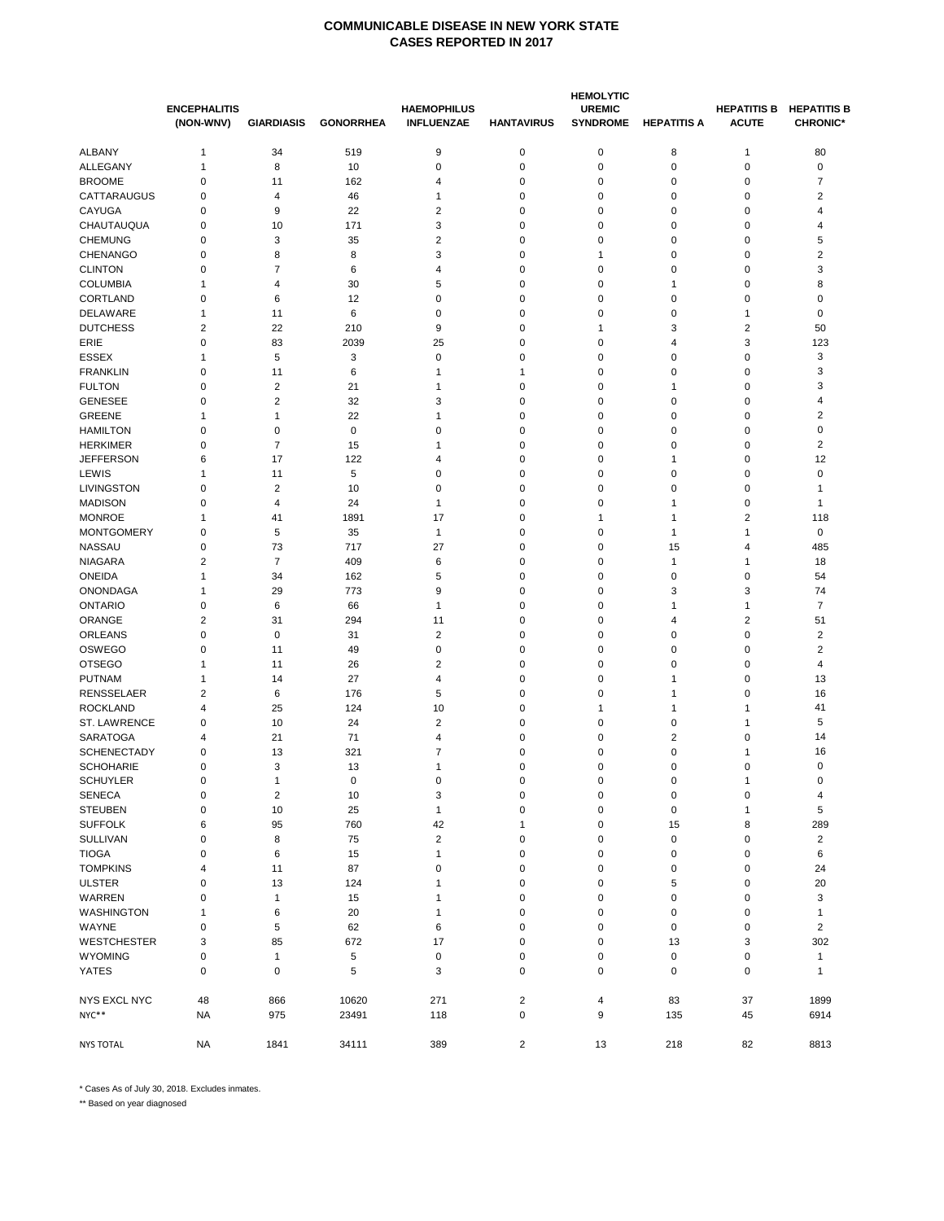# COMMUNICABLE DISEASE IN NEW YORK STATE
## CASES REPORTED IN 2017

| | ENCEPHALITIS (NON-WNV) | GIARDIASIS | GONORRHEA | HAEMOPHILUS INFLUENZAE | HANTAVIRUS | HEMOLYTIC UREMIC SYNDROME | HEPATITIS A | HEPATITIS B ACUTE | HEPATITIS B CHRONIC* |
|---|---|---|---|---|---|---|---|---|---|
| ALBANY | 1 | 34 | 519 | 9 | 0 | 0 | 8 | 1 | 80 |
| ALLEGANY | 1 | 8 | 10 | 0 | 0 | 0 | 0 | 0 | 0 |
| BROOME | 0 | 11 | 162 | 4 | 0 | 0 | 0 | 0 | 7 |
| CATTARAUGUS | 0 | 4 | 46 | 1 | 0 | 0 | 0 | 0 | 2 |
| CAYUGA | 0 | 9 | 22 | 2 | 0 | 0 | 0 | 0 | 4 |
| CHAUTAUQUA | 0 | 10 | 171 | 3 | 0 | 0 | 0 | 0 | 4 |
| CHEMUNG | 0 | 3 | 35 | 2 | 0 | 0 | 0 | 0 | 5 |
| CHENANGO | 0 | 8 | 8 | 3 | 0 | 1 | 0 | 0 | 2 |
| CLINTON | 0 | 7 | 6 | 4 | 0 | 0 | 0 | 0 | 3 |
| COLUMBIA | 1 | 4 | 30 | 5 | 0 | 0 | 1 | 0 | 8 |
| CORTLAND | 0 | 6 | 12 | 0 | 0 | 0 | 0 | 0 | 0 |
| DELAWARE | 1 | 11 | 6 | 0 | 0 | 0 | 0 | 1 | 0 |
| DUTCHESS | 2 | 22 | 210 | 9 | 0 | 1 | 3 | 2 | 50 |
| ERIE | 0 | 83 | 2039 | 25 | 0 | 0 | 4 | 3 | 123 |
| ESSEX | 1 | 5 | 3 | 0 | 0 | 0 | 0 | 0 | 3 |
| FRANKLIN | 0 | 11 | 6 | 1 | 1 | 0 | 0 | 0 | 3 |
| FULTON | 0 | 2 | 21 | 1 | 0 | 0 | 1 | 0 | 3 |
| GENESEE | 0 | 2 | 32 | 3 | 0 | 0 | 0 | 0 | 4 |
| GREENE | 1 | 1 | 22 | 1 | 0 | 0 | 0 | 0 | 2 |
| HAMILTON | 0 | 0 | 0 | 0 | 0 | 0 | 0 | 0 | 0 |
| HERKIMER | 0 | 7 | 15 | 1 | 0 | 0 | 0 | 0 | 2 |
| JEFFERSON | 6 | 17 | 122 | 4 | 0 | 0 | 1 | 0 | 12 |
| LEWIS | 1 | 11 | 5 | 0 | 0 | 0 | 0 | 0 | 0 |
| LIVINGSTON | 0 | 2 | 10 | 0 | 0 | 0 | 0 | 0 | 1 |
| MADISON | 0 | 4 | 24 | 1 | 0 | 0 | 1 | 0 | 1 |
| MONROE | 1 | 41 | 1891 | 17 | 0 | 1 | 1 | 2 | 118 |
| MONTGOMERY | 0 | 5 | 35 | 1 | 0 | 0 | 1 | 1 | 0 |
| NASSAU | 0 | 73 | 717 | 27 | 0 | 0 | 15 | 4 | 485 |
| NIAGARA | 2 | 7 | 409 | 6 | 0 | 0 | 1 | 1 | 18 |
| ONEIDA | 1 | 34 | 162 | 5 | 0 | 0 | 0 | 0 | 54 |
| ONONDAGA | 1 | 29 | 773 | 9 | 0 | 0 | 3 | 3 | 74 |
| ONTARIO | 0 | 6 | 66 | 1 | 0 | 0 | 1 | 1 | 7 |
| ORANGE | 2 | 31 | 294 | 11 | 0 | 0 | 4 | 2 | 51 |
| ORLEANS | 0 | 0 | 31 | 2 | 0 | 0 | 0 | 0 | 2 |
| OSWEGO | 0 | 11 | 49 | 0 | 0 | 0 | 0 | 0 | 2 |
| OTSEGO | 1 | 11 | 26 | 2 | 0 | 0 | 0 | 0 | 4 |
| PUTNAM | 1 | 14 | 27 | 4 | 0 | 0 | 1 | 0 | 13 |
| RENSSELAER | 2 | 6 | 176 | 5 | 0 | 0 | 1 | 0 | 16 |
| ROCKLAND | 4 | 25 | 124 | 10 | 0 | 1 | 1 | 1 | 41 |
| ST. LAWRENCE | 0 | 10 | 24 | 2 | 0 | 0 | 0 | 1 | 5 |
| SARATOGA | 4 | 21 | 71 | 4 | 0 | 0 | 2 | 0 | 14 |
| SCHENECTADY | 0 | 13 | 321 | 7 | 0 | 0 | 0 | 1 | 16 |
| SCHOHARIE | 0 | 3 | 13 | 1 | 0 | 0 | 0 | 0 | 0 |
| SCHUYLER | 0 | 1 | 0 | 0 | 0 | 0 | 0 | 1 | 0 |
| SENECA | 0 | 2 | 10 | 3 | 0 | 0 | 0 | 0 | 4 |
| STEUBEN | 0 | 10 | 25 | 1 | 0 | 0 | 0 | 1 | 5 |
| SUFFOLK | 6 | 95 | 760 | 42 | 1 | 0 | 15 | 8 | 289 |
| SULLIVAN | 0 | 8 | 75 | 2 | 0 | 0 | 0 | 0 | 2 |
| TIOGA | 0 | 6 | 15 | 1 | 0 | 0 | 0 | 0 | 6 |
| TOMPKINS | 4 | 11 | 87 | 0 | 0 | 0 | 0 | 0 | 24 |
| ULSTER | 0 | 13 | 124 | 1 | 0 | 0 | 5 | 0 | 20 |
| WARREN | 0 | 1 | 15 | 1 | 0 | 0 | 0 | 0 | 3 |
| WASHINGTON | 1 | 6 | 20 | 1 | 0 | 0 | 0 | 0 | 1 |
| WAYNE | 0 | 5 | 62 | 6 | 0 | 0 | 0 | 0 | 2 |
| WESTCHESTER | 3 | 85 | 672 | 17 | 0 | 0 | 13 | 3 | 302 |
| WYOMING | 0 | 1 | 5 | 0 | 0 | 0 | 0 | 0 | 1 |
| YATES | 0 | 0 | 5 | 3 | 0 | 0 | 0 | 0 | 1 |
| NYS EXCL NYC | 48 | 866 | 10620 | 271 | 2 | 4 | 83 | 37 | 1899 |
| NYC** | NA | 975 | 23491 | 118 | 0 | 9 | 135 | 45 | 6914 |
| NYS TOTAL | NA | 1841 | 34111 | 389 | 2 | 13 | 218 | 82 | 8813 |

\* Cases As of July 30, 2018. Excludes inmates.

\** Based on year diagnosed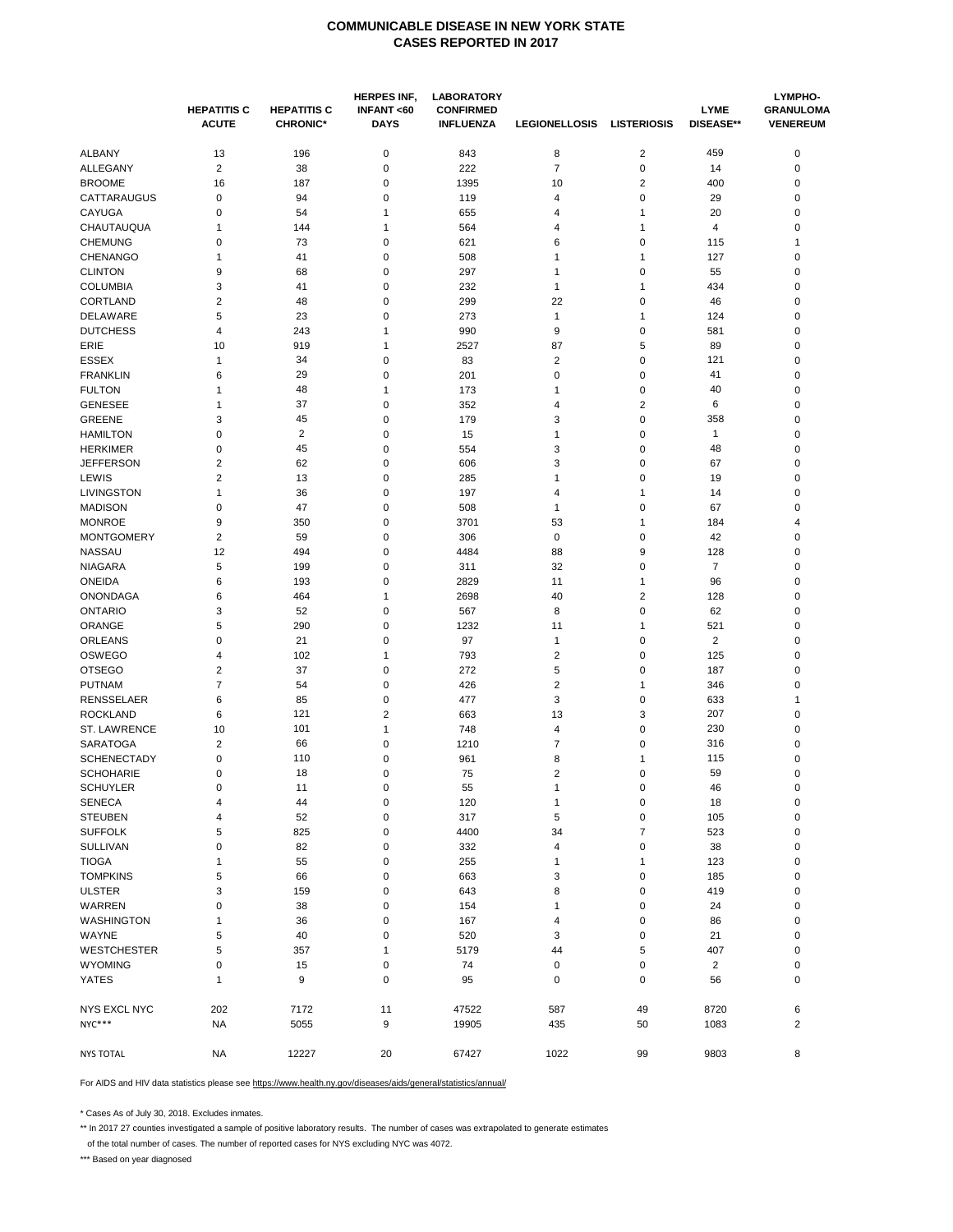# COMMUNICABLE DISEASE IN NEW YORK STATE
## CASES REPORTED IN 2017

| | HEPATITIS C ACUTE | HEPATITIS C CHRONIC* | HERPES INF, INFANT <60 DAYS | LABORATORY CONFIRMED INFLUENZA | LEGIONELLOSIS | LISTERIOSIS | LYME DISEASE** | LYMPHO-GRANULOMA VENEREUM |
|---|---|---|---|---|---|---|---|---|
| ALBANY | 13 | 196 | 0 | 843 | 8 | 2 | 459 | 0 |
| ALLEGANY | 2 | 38 | 0 | 222 | 7 | 0 | 14 | 0 |
| BROOME | 16 | 187 | 0 | 1395 | 10 | 2 | 400 | 0 |
| CATTARAUGUS | 0 | 94 | 0 | 119 | 4 | 0 | 29 | 0 |
| CAYUGA | 0 | 54 | 1 | 655 | 4 | 1 | 20 | 0 |
| CHAUTAUQUA | 1 | 144 | 1 | 564 | 4 | 1 | 4 | 0 |
| CHEMUNG | 0 | 73 | 0 | 621 | 6 | 0 | 115 | 1 |
| CHENANGO | 1 | 41 | 0 | 508 | 1 | 1 | 127 | 0 |
| CLINTON | 9 | 68 | 0 | 297 | 1 | 0 | 55 | 0 |
| COLUMBIA | 3 | 41 | 0 | 232 | 1 | 1 | 434 | 0 |
| CORTLAND | 2 | 48 | 0 | 299 | 22 | 0 | 46 | 0 |
| DELAWARE | 5 | 23 | 0 | 273 | 1 | 1 | 124 | 0 |
| DUTCHESS | 4 | 243 | 1 | 990 | 9 | 0 | 581 | 0 |
| ERIE | 10 | 919 | 1 | 2527 | 87 | 5 | 89 | 0 |
| ESSEX | 1 | 34 | 0 | 83 | 2 | 0 | 121 | 0 |
| FRANKLIN | 6 | 29 | 0 | 201 | 0 | 0 | 41 | 0 |
| FULTON | 1 | 48 | 1 | 173 | 1 | 0 | 40 | 0 |
| GENESEE | 1 | 37 | 0 | 352 | 4 | 2 | 6 | 0 |
| GREENE | 3 | 45 | 0 | 179 | 3 | 0 | 358 | 0 |
| HAMILTON | 0 | 2 | 0 | 15 | 1 | 0 | 1 | 0 |
| HERKIMER | 0 | 45 | 0 | 554 | 3 | 0 | 48 | 0 |
| JEFFERSON | 2 | 62 | 0 | 606 | 3 | 0 | 67 | 0 |
| LEWIS | 2 | 13 | 0 | 285 | 1 | 0 | 19 | 0 |
| LIVINGSTON | 1 | 36 | 0 | 197 | 4 | 1 | 14 | 0 |
| MADISON | 0 | 47 | 0 | 508 | 1 | 0 | 67 | 0 |
| MONROE | 9 | 350 | 0 | 3701 | 53 | 1 | 184 | 4 |
| MONTGOMERY | 2 | 59 | 0 | 306 | 0 | 0 | 42 | 0 |
| NASSAU | 12 | 494 | 0 | 4484 | 88 | 9 | 128 | 0 |
| NIAGARA | 5 | 199 | 0 | 311 | 32 | 0 | 7 | 0 |
| ONEIDA | 6 | 193 | 0 | 2829 | 11 | 1 | 96 | 0 |
| ONONDAGA | 6 | 464 | 1 | 2698 | 40 | 2 | 128 | 0 |
| ONTARIO | 3 | 52 | 0 | 567 | 8 | 0 | 62 | 0 |
| ORANGE | 5 | 290 | 0 | 1232 | 11 | 1 | 521 | 0 |
| ORLEANS | 0 | 21 | 0 | 97 | 1 | 0 | 2 | 0 |
| OSWEGO | 4 | 102 | 1 | 793 | 2 | 0 | 125 | 0 |
| OTSEGO | 2 | 37 | 0 | 272 | 5 | 0 | 187 | 0 |
| PUTNAM | 7 | 54 | 0 | 426 | 2 | 1 | 346 | 0 |
| RENSSELAER | 6 | 85 | 0 | 477 | 3 | 0 | 633 | 1 |
| ROCKLAND | 6 | 121 | 2 | 663 | 13 | 3 | 207 | 0 |
| ST. LAWRENCE | 10 | 101 | 1 | 748 | 4 | 0 | 230 | 0 |
| SARATOGA | 2 | 66 | 0 | 1210 | 7 | 0 | 316 | 0 |
| SCHENECTADY | 0 | 110 | 0 | 961 | 8 | 1 | 115 | 0 |
| SCHOHARIE | 0 | 18 | 0 | 75 | 2 | 0 | 59 | 0 |
| SCHUYLER | 0 | 11 | 0 | 55 | 1 | 0 | 46 | 0 |
| SENECA | 4 | 44 | 0 | 120 | 1 | 0 | 18 | 0 |
| STEUBEN | 4 | 52 | 0 | 317 | 5 | 0 | 105 | 0 |
| SUFFOLK | 5 | 825 | 0 | 4400 | 34 | 7 | 523 | 0 |
| SULLIVAN | 0 | 82 | 0 | 332 | 4 | 0 | 38 | 0 |
| TIOGA | 1 | 55 | 0 | 255 | 1 | 1 | 123 | 0 |
| TOMPKINS | 5 | 66 | 0 | 663 | 3 | 0 | 185 | 0 |
| ULSTER | 3 | 159 | 0 | 643 | 8 | 0 | 419 | 0 |
| WARREN | 0 | 38 | 0 | 154 | 1 | 0 | 24 | 0 |
| WASHINGTON | 1 | 36 | 0 | 167 | 4 | 0 | 86 | 0 |
| WAYNE | 5 | 40 | 0 | 520 | 3 | 0 | 21 | 0 |
| WESTCHESTER | 5 | 357 | 1 | 5179 | 44 | 5 | 407 | 0 |
| WYOMING | 0 | 15 | 0 | 74 | 0 | 0 | 2 | 0 |
| YATES | 1 | 9 | 0 | 95 | 0 | 0 | 56 | 0 |
| NYS EXCL NYC | 202 | 7172 | 11 | 47522 | 587 | 49 | 8720 | 6 |
| NYC*** | NA | 5055 | 9 | 19905 | 435 | 50 | 1083 | 2 |
| NYS TOTAL | NA | 12227 | 20 | 67427 | 1022 | 99 | 9803 | 8 |

For AIDS and HIV data statistics please see https://www.health.ny.gov/diseases/aids/general/statistics/annual/

* Cases As of July 30, 2018. Excludes inmates.

** In 2017 27 counties investigated a sample of positive laboratory results. The number of cases was extrapolated to generate estimates of the total number of cases. The number of reported cases for NYS excluding NYC was 4072.

*** Based on year diagnosed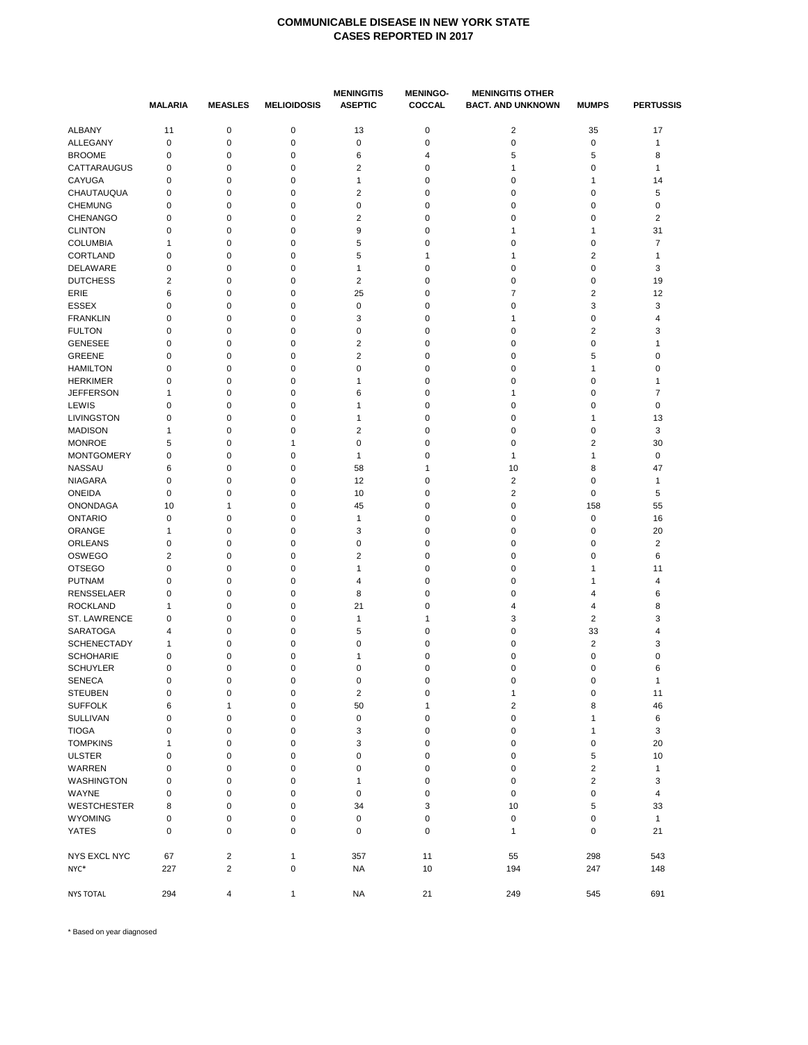# COMMUNICABLE DISEASE IN NEW YORK STATE
## CASES REPORTED IN 2017

| | MALARIA | MEASLES | MELIOIDOSIS | MENINGITIS ASEPTIC | MENINGO-COCCAL | MENINGITIS OTHER BACT. AND UNKNOWN | MUMPS | PERTUSSIS |
|---|---|---|---|---|---|---|---|---|
| ALBANY | 11 | 0 | 0 | 13 | 0 | 2 | 35 | 17 |
| ALLEGANY | 0 | 0 | 0 | 0 | 0 | 0 | 0 | 1 |
| BROOME | 0 | 0 | 0 | 6 | 4 | 5 | 5 | 8 |
| CATTARAUGUS | 0 | 0 | 0 | 2 | 0 | 1 | 0 | 1 |
| CAYUGA | 0 | 0 | 0 | 1 | 0 | 0 | 1 | 14 |
| CHAUTAUQUA | 0 | 0 | 0 | 2 | 0 | 0 | 0 | 5 |
| CHEMUNG | 0 | 0 | 0 | 0 | 0 | 0 | 0 | 0 |
| CHENANGO | 0 | 0 | 0 | 2 | 0 | 0 | 0 | 2 |
| CLINTON | 0 | 0 | 0 | 9 | 0 | 1 | 1 | 31 |
| COLUMBIA | 1 | 0 | 0 | 5 | 0 | 0 | 0 | 7 |
| CORTLAND | 0 | 0 | 0 | 5 | 1 | 1 | 2 | 1 |
| DELAWARE | 0 | 0 | 0 | 1 | 0 | 0 | 0 | 3 |
| DUTCHESS | 2 | 0 | 0 | 2 | 0 | 0 | 0 | 19 |
| ERIE | 6 | 0 | 0 | 25 | 0 | 7 | 2 | 12 |
| ESSEX | 0 | 0 | 0 | 0 | 0 | 0 | 3 | 3 |
| FRANKLIN | 0 | 0 | 0 | 3 | 0 | 1 | 0 | 4 |
| FULTON | 0 | 0 | 0 | 0 | 0 | 0 | 2 | 3 |
| GENESEE | 0 | 0 | 0 | 2 | 0 | 0 | 0 | 1 |
| GREENE | 0 | 0 | 0 | 2 | 0 | 0 | 5 | 0 |
| HAMILTON | 0 | 0 | 0 | 0 | 0 | 0 | 1 | 0 |
| HERKIMER | 0 | 0 | 0 | 1 | 0 | 0 | 0 | 1 |
| JEFFERSON | 1 | 0 | 0 | 6 | 0 | 1 | 0 | 7 |
| LEWIS | 0 | 0 | 0 | 1 | 0 | 0 | 0 | 0 |
| LIVINGSTON | 0 | 0 | 0 | 1 | 0 | 0 | 1 | 13 |
| MADISON | 1 | 0 | 0 | 2 | 0 | 0 | 0 | 3 |
| MONROE | 5 | 0 | 1 | 0 | 0 | 0 | 2 | 30 |
| MONTGOMERY | 0 | 0 | 0 | 1 | 0 | 1 | 1 | 0 |
| NASSAU | 6 | 0 | 0 | 58 | 1 | 10 | 8 | 47 |
| NIAGARA | 0 | 0 | 0 | 12 | 0 | 2 | 0 | 1 |
| ONEIDA | 0 | 0 | 0 | 10 | 0 | 2 | 0 | 5 |
| ONONDAGA | 10 | 1 | 0 | 45 | 0 | 0 | 158 | 55 |
| ONTARIO | 0 | 0 | 0 | 1 | 0 | 0 | 0 | 16 |
| ORANGE | 1 | 0 | 0 | 3 | 0 | 0 | 0 | 20 |
| ORLEANS | 0 | 0 | 0 | 0 | 0 | 0 | 0 | 2 |
| OSWEGO | 2 | 0 | 0 | 2 | 0 | 0 | 0 | 6 |
| OTSEGO | 0 | 0 | 0 | 1 | 0 | 0 | 1 | 11 |
| PUTNAM | 0 | 0 | 0 | 4 | 0 | 0 | 1 | 4 |
| RENSSELAER | 0 | 0 | 0 | 8 | 0 | 0 | 4 | 6 |
| ROCKLAND | 1 | 0 | 0 | 21 | 0 | 4 | 4 | 8 |
| ST. LAWRENCE | 0 | 0 | 0 | 1 | 1 | 3 | 2 | 3 |
| SARATOGA | 4 | 0 | 0 | 5 | 0 | 0 | 33 | 4 |
| SCHENECTADY | 1 | 0 | 0 | 0 | 0 | 0 | 2 | 3 |
| SCHOHARIE | 0 | 0 | 0 | 1 | 0 | 0 | 0 | 0 |
| SCHUYLER | 0 | 0 | 0 | 0 | 0 | 0 | 0 | 6 |
| SENECA | 0 | 0 | 0 | 0 | 0 | 0 | 0 | 1 |
| STEUBEN | 0 | 0 | 0 | 2 | 0 | 1 | 0 | 11 |
| SUFFOLK | 6 | 1 | 0 | 50 | 1 | 2 | 8 | 46 |
| SULLIVAN | 0 | 0 | 0 | 0 | 0 | 0 | 1 | 6 |
| TIOGA | 0 | 0 | 0 | 3 | 0 | 0 | 1 | 3 |
| TOMPKINS | 1 | 0 | 0 | 3 | 0 | 0 | 0 | 20 |
| ULSTER | 0 | 0 | 0 | 0 | 0 | 0 | 5 | 10 |
| WARREN | 0 | 0 | 0 | 0 | 0 | 0 | 2 | 1 |
| WASHINGTON | 0 | 0 | 0 | 1 | 0 | 0 | 2 | 3 |
| WAYNE | 0 | 0 | 0 | 0 | 0 | 0 | 0 | 4 |
| WESTCHESTER | 8 | 0 | 0 | 34 | 3 | 10 | 5 | 33 |
| WYOMING | 0 | 0 | 0 | 0 | 0 | 0 | 0 | 1 |
| YATES | 0 | 0 | 0 | 0 | 0 | 1 | 0 | 21 |
| NYS EXCL NYC | 67 | 2 | 1 | 357 | 11 | 55 | 298 | 543 |
| NYC* | 227 | 2 | 0 | NA | 10 | 194 | 247 | 148 |
| NYS TOTAL | 294 | 4 | 1 | NA | 21 | 249 | 545 | 691 |

\* Based on year diagnosed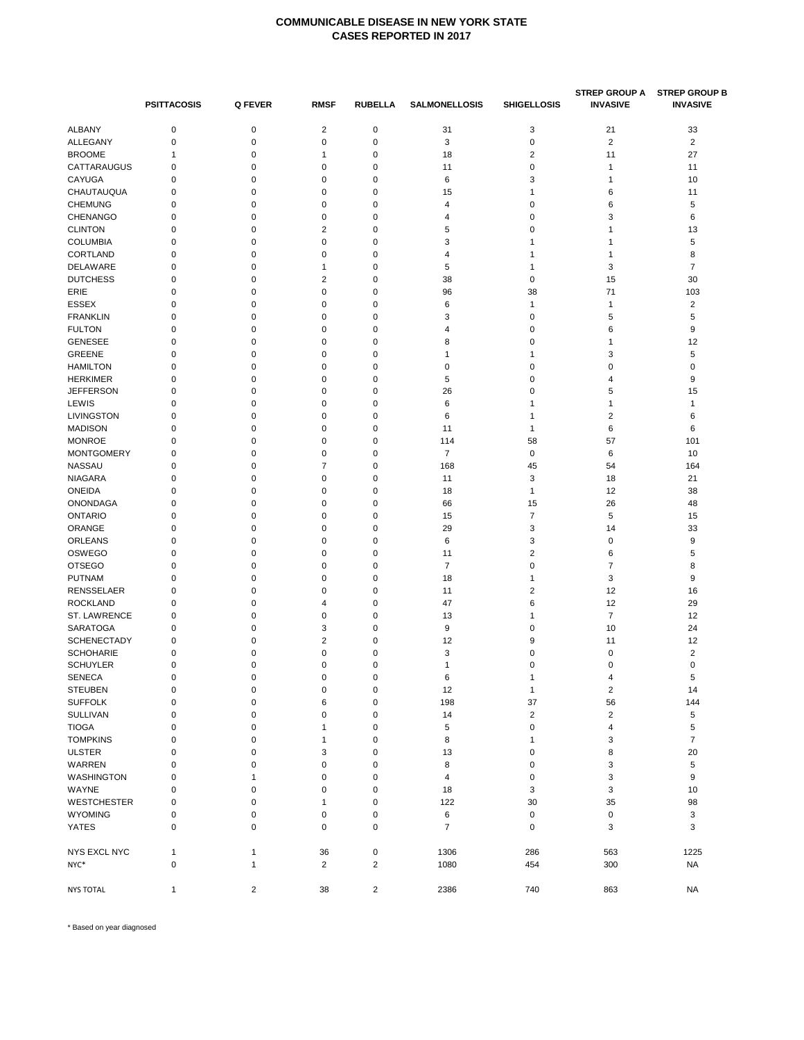# COMMUNICABLE DISEASE IN NEW YORK STATE
## CASES REPORTED IN 2017

| | PSITTACOSIS | Q FEVER | RMSF | RUBELLA | SALMONELLOSIS | SHIGELLOSIS | STREP GROUP A INVASIVE | STREP GROUP B INVASIVE |
|---|---|---|---|---|---|---|---|---|
| ALBANY | 0 | 0 | 2 | 0 | 31 | 3 | 21 | 33 |
| ALLEGANY | 0 | 0 | 0 | 0 | 3 | 0 | 2 | 2 |
| BROOME | 1 | 0 | 1 | 0 | 18 | 2 | 11 | 27 |
| CATTARAUGUS | 0 | 0 | 0 | 0 | 11 | 0 | 1 | 11 |
| CAYUGA | 0 | 0 | 0 | 0 | 6 | 3 | 1 | 10 |
| CHAUTAUQUA | 0 | 0 | 0 | 0 | 15 | 1 | 6 | 11 |
| CHEMUNG | 0 | 0 | 0 | 0 | 4 | 0 | 6 | 5 |
| CHENANGO | 0 | 0 | 0 | 0 | 4 | 0 | 3 | 6 |
| CLINTON | 0 | 0 | 2 | 0 | 5 | 0 | 1 | 13 |
| COLUMBIA | 0 | 0 | 0 | 0 | 3 | 1 | 1 | 5 |
| CORTLAND | 0 | 0 | 0 | 0 | 4 | 1 | 1 | 8 |
| DELAWARE | 0 | 0 | 1 | 0 | 5 | 1 | 3 | 7 |
| DUTCHESS | 0 | 0 | 2 | 0 | 38 | 0 | 15 | 30 |
| ERIE | 0 | 0 | 0 | 0 | 96 | 38 | 71 | 103 |
| ESSEX | 0 | 0 | 0 | 0 | 6 | 1 | 1 | 2 |
| FRANKLIN | 0 | 0 | 0 | 0 | 3 | 0 | 5 | 5 |
| FULTON | 0 | 0 | 0 | 0 | 4 | 0 | 6 | 9 |
| GENESEE | 0 | 0 | 0 | 0 | 8 | 0 | 1 | 12 |
| GREENE | 0 | 0 | 0 | 0 | 1 | 1 | 3 | 5 |
| HAMILTON | 0 | 0 | 0 | 0 | 0 | 0 | 0 | 0 |
| HERKIMER | 0 | 0 | 0 | 0 | 5 | 0 | 4 | 9 |
| JEFFERSON | 0 | 0 | 0 | 0 | 26 | 0 | 5 | 15 |
| LEWIS | 0 | 0 | 0 | 0 | 6 | 1 | 1 | 1 |
| LIVINGSTON | 0 | 0 | 0 | 0 | 6 | 1 | 2 | 6 |
| MADISON | 0 | 0 | 0 | 0 | 11 | 1 | 6 | 6 |
| MONROE | 0 | 0 | 0 | 0 | 114 | 58 | 57 | 101 |
| MONTGOMERY | 0 | 0 | 0 | 0 | 7 | 0 | 6 | 10 |
| NASSAU | 0 | 0 | 7 | 0 | 168 | 45 | 54 | 164 |
| NIAGARA | 0 | 0 | 0 | 0 | 11 | 3 | 18 | 21 |
| ONEIDA | 0 | 0 | 0 | 0 | 18 | 1 | 12 | 38 |
| ONONDAGA | 0 | 0 | 0 | 0 | 66 | 15 | 26 | 48 |
| ONTARIO | 0 | 0 | 0 | 0 | 15 | 7 | 5 | 15 |
| ORANGE | 0 | 0 | 0 | 0 | 29 | 3 | 14 | 33 |
| ORLEANS | 0 | 0 | 0 | 0 | 6 | 3 | 0 | 9 |
| OSWEGO | 0 | 0 | 0 | 0 | 11 | 2 | 6 | 5 |
| OTSEGO | 0 | 0 | 0 | 0 | 7 | 0 | 7 | 8 |
| PUTNAM | 0 | 0 | 0 | 0 | 18 | 1 | 3 | 9 |
| RENSSELAER | 0 | 0 | 0 | 0 | 11 | 2 | 12 | 16 |
| ROCKLAND | 0 | 0 | 4 | 0 | 47 | 6 | 12 | 29 |
| ST. LAWRENCE | 0 | 0 | 0 | 0 | 13 | 1 | 7 | 12 |
| SARATOGA | 0 | 0 | 3 | 0 | 9 | 0 | 10 | 24 |
| SCHENECTADY | 0 | 0 | 2 | 0 | 12 | 9 | 11 | 12 |
| SCHOHARIE | 0 | 0 | 0 | 0 | 3 | 0 | 0 | 2 |
| SCHUYLER | 0 | 0 | 0 | 0 | 1 | 0 | 0 | 0 |
| SENECA | 0 | 0 | 0 | 0 | 6 | 1 | 4 | 5 |
| STEUBEN | 0 | 0 | 0 | 0 | 12 | 1 | 2 | 14 |
| SUFFOLK | 0 | 0 | 6 | 0 | 198 | 37 | 56 | 144 |
| SULLIVAN | 0 | 0 | 0 | 0 | 14 | 2 | 2 | 5 |
| TIOGA | 0 | 0 | 1 | 0 | 5 | 0 | 4 | 5 |
| TOMPKINS | 0 | 0 | 1 | 0 | 8 | 1 | 3 | 7 |
| ULSTER | 0 | 0 | 3 | 0 | 13 | 0 | 8 | 20 |
| WARREN | 0 | 0 | 0 | 0 | 8 | 0 | 3 | 5 |
| WASHINGTON | 0 | 1 | 0 | 0 | 4 | 0 | 3 | 9 |
| WAYNE | 0 | 0 | 0 | 0 | 18 | 3 | 3 | 10 |
| WESTCHESTER | 0 | 0 | 1 | 0 | 122 | 30 | 35 | 98 |
| WYOMING | 0 | 0 | 0 | 0 | 6 | 0 | 0 | 3 |
| YATES | 0 | 0 | 0 | 0 | 7 | 0 | 3 | 3 |
| NYS EXCL NYC | 1 | 1 | 36 | 0 | 1306 | 286 | 563 | 1225 |
| NYC* | 0 | 1 | 2 | 2 | 1080 | 454 | 300 | NA |
| NYS TOTAL | 1 | 2 | 38 | 2 | 2386 | 740 | 863 | NA |

\* Based on year diagnosed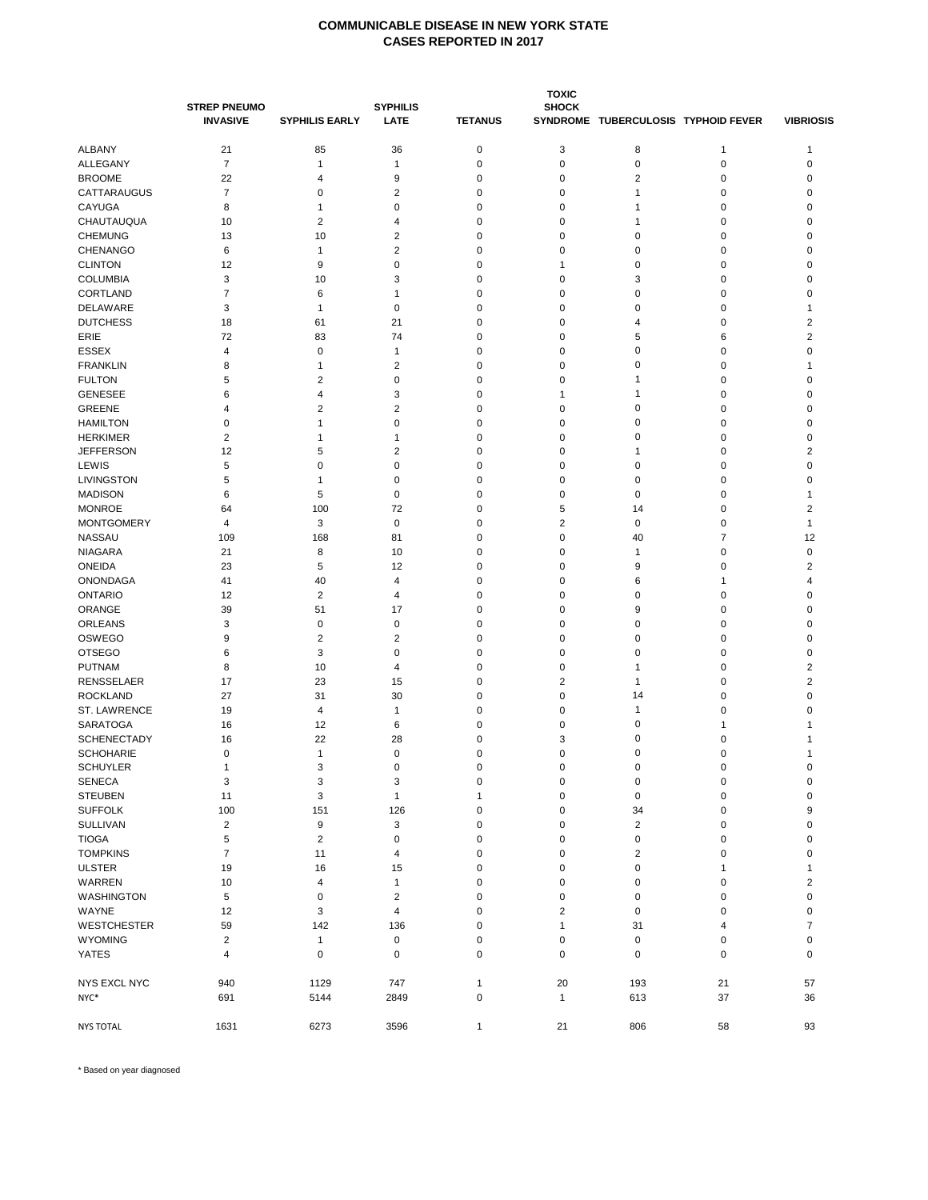# COMMUNICABLE DISEASE IN NEW YORK STATE
## CASES REPORTED IN 2017

| | STREP PNEUMO INVASIVE | SYPHILIS EARLY | SYPHILIS LATE | TETANUS | TOXIC SHOCK SYNDROME | TUBERCULOSIS | TYPHOID FEVER | VIBRIOSIS |
|---|---|---|---|---|---|---|---|---|
| ALBANY | 21 | 85 | 36 | 0 | 3 | 8 | 1 | 1 |
| ALLEGANY | 7 | 1 | 1 | 0 | 0 | 0 | 0 | 0 |
| BROOME | 22 | 4 | 9 | 0 | 0 | 2 | 0 | 0 |
| CATTARAUGUS | 7 | 0 | 2 | 0 | 0 | 1 | 0 | 0 |
| CAYUGA | 8 | 1 | 0 | 0 | 0 | 1 | 0 | 0 |
| CHAUTAUQUA | 10 | 2 | 4 | 0 | 0 | 1 | 0 | 0 |
| CHEMUNG | 13 | 10 | 2 | 0 | 0 | 0 | 0 | 0 |
| CHENANGO | 6 | 1 | 2 | 0 | 0 | 0 | 0 | 0 |
| CLINTON | 12 | 9 | 0 | 0 | 1 | 0 | 0 | 0 |
| COLUMBIA | 3 | 10 | 3 | 0 | 0 | 3 | 0 | 0 |
| CORTLAND | 7 | 6 | 1 | 0 | 0 | 0 | 0 | 0 |
| DELAWARE | 3 | 1 | 0 | 0 | 0 | 0 | 0 | 1 |
| DUTCHESS | 18 | 61 | 21 | 0 | 0 | 4 | 0 | 2 |
| ERIE | 72 | 83 | 74 | 0 | 0 | 5 | 6 | 2 |
| ESSEX | 4 | 0 | 1 | 0 | 0 | 0 | 0 | 0 |
| FRANKLIN | 8 | 1 | 2 | 0 | 0 | 0 | 0 | 1 |
| FULTON | 5 | 2 | 0 | 0 | 0 | 1 | 0 | 0 |
| GENESEE | 6 | 4 | 3 | 0 | 1 | 1 | 0 | 0 |
| GREENE | 4 | 2 | 2 | 0 | 0 | 0 | 0 | 0 |
| HAMILTON | 0 | 1 | 0 | 0 | 0 | 0 | 0 | 0 |
| HERKIMER | 2 | 1 | 1 | 0 | 0 | 0 | 0 | 0 |
| JEFFERSON | 12 | 5 | 2 | 0 | 0 | 1 | 0 | 2 |
| LEWIS | 5 | 0 | 0 | 0 | 0 | 0 | 0 | 0 |
| LIVINGSTON | 5 | 1 | 0 | 0 | 0 | 0 | 0 | 0 |
| MADISON | 6 | 5 | 0 | 0 | 0 | 0 | 0 | 1 |
| MONROE | 64 | 100 | 72 | 0 | 5 | 14 | 0 | 2 |
| MONTGOMERY | 4 | 3 | 0 | 0 | 2 | 0 | 0 | 1 |
| NASSAU | 109 | 168 | 81 | 0 | 0 | 40 | 7 | 12 |
| NIAGARA | 21 | 8 | 10 | 0 | 0 | 1 | 0 | 0 |
| ONEIDA | 23 | 5 | 12 | 0 | 0 | 9 | 0 | 2 |
| ONONDAGA | 41 | 40 | 4 | 0 | 0 | 6 | 1 | 4 |
| ONTARIO | 12 | 2 | 4 | 0 | 0 | 0 | 0 | 0 |
| ORANGE | 39 | 51 | 17 | 0 | 0 | 9 | 0 | 0 |
| ORLEANS | 3 | 0 | 0 | 0 | 0 | 0 | 0 | 0 |
| OSWEGO | 9 | 2 | 2 | 0 | 0 | 0 | 0 | 0 |
| OTSEGO | 6 | 3 | 0 | 0 | 0 | 0 | 0 | 0 |
| PUTNAM | 8 | 10 | 4 | 0 | 0 | 1 | 0 | 2 |
| RENSSELAER | 17 | 23 | 15 | 0 | 2 | 1 | 0 | 2 |
| ROCKLAND | 27 | 31 | 30 | 0 | 0 | 14 | 0 | 0 |
| ST. LAWRENCE | 19 | 4 | 1 | 0 | 0 | 1 | 0 | 0 |
| SARATOGA | 16 | 12 | 6 | 0 | 0 | 0 | 1 | 1 |
| SCHENECTADY | 16 | 22 | 28 | 0 | 3 | 0 | 0 | 1 |
| SCHOHARIE | 0 | 1 | 0 | 0 | 0 | 0 | 0 | 1 |
| SCHUYLER | 1 | 3 | 0 | 0 | 0 | 0 | 0 | 0 |
| SENECA | 3 | 3 | 3 | 0 | 0 | 0 | 0 | 0 |
| STEUBEN | 11 | 3 | 1 | 1 | 0 | 0 | 0 | 0 |
| SUFFOLK | 100 | 151 | 126 | 0 | 0 | 34 | 0 | 9 |
| SULLIVAN | 2 | 9 | 3 | 0 | 0 | 2 | 0 | 0 |
| TIOGA | 5 | 2 | 0 | 0 | 0 | 0 | 0 | 0 |
| TOMPKINS | 7 | 11 | 4 | 0 | 0 | 2 | 0 | 0 |
| ULSTER | 19 | 16 | 15 | 0 | 0 | 0 | 1 | 1 |
| WARREN | 10 | 4 | 1 | 0 | 0 | 0 | 0 | 2 |
| WASHINGTON | 5 | 0 | 2 | 0 | 0 | 0 | 0 | 0 |
| WAYNE | 12 | 3 | 4 | 0 | 2 | 0 | 0 | 0 |
| WESTCHESTER | 59 | 142 | 136 | 0 | 1 | 31 | 4 | 7 |
| WYOMING | 2 | 1 | 0 | 0 | 0 | 0 | 0 | 0 |
| YATES | 4 | 0 | 0 | 0 | 0 | 0 | 0 | 0 |
| NYS EXCL NYC | 940 | 1129 | 747 | 1 | 20 | 193 | 21 | 57 |
| NYC* | 691 | 5144 | 2849 | 0 | 1 | 613 | 37 | 36 |
| NYS TOTAL | 1631 | 6273 | 3596 | 1 | 21 | 806 | 58 | 93 |

* Based on year diagnosed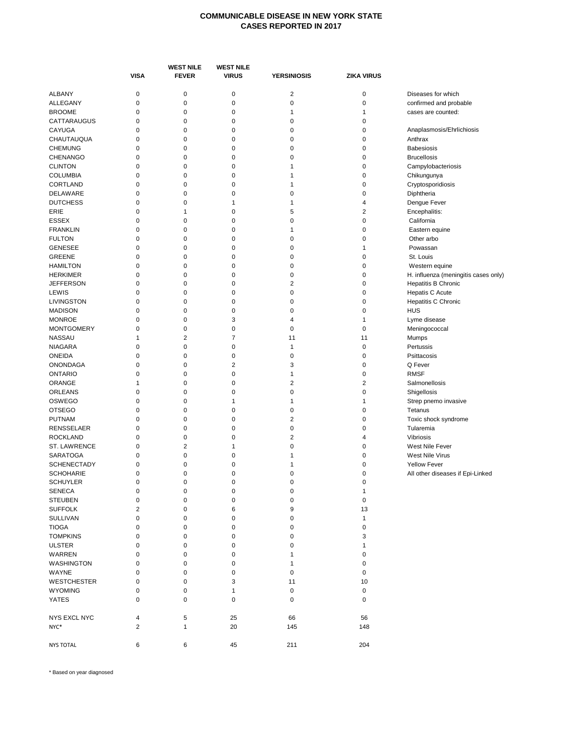# COMMUNICABLE DISEASE IN NEW YORK STATE
## CASES REPORTED IN 2017

| | VISA | WEST NILE FEVER | WEST NILE VIRUS | YERSINIOSIS | ZIKA VIRUS |
|---|---|---|---|---|---|
| ALBANY | 0 | 0 | 0 | 2 | 0 |
| ALLEGANY | 0 | 0 | 0 | 0 | 0 |
| BROOME | 0 | 0 | 0 | 1 | 1 |
| CATTARAUGUS | 0 | 0 | 0 | 0 | 0 |
| CAYUGA | 0 | 0 | 0 | 0 | 0 |
| CHAUTAUQUA | 0 | 0 | 0 | 0 | 0 |
| CHEMUNG | 0 | 0 | 0 | 0 | 0 |
| CHENANGO | 0 | 0 | 0 | 0 | 0 |
| CLINTON | 0 | 0 | 0 | 1 | 0 |
| COLUMBIA | 0 | 0 | 0 | 1 | 0 |
| CORTLAND | 0 | 0 | 0 | 1 | 0 |
| DELAWARE | 0 | 0 | 0 | 0 | 0 |
| DUTCHESS | 0 | 0 | 1 | 1 | 4 |
| ERIE | 0 | 1 | 0 | 5 | 2 |
| ESSEX | 0 | 0 | 0 | 0 | 0 |
| FRANKLIN | 0 | 0 | 0 | 1 | 0 |
| FULTON | 0 | 0 | 0 | 0 | 0 |
| GENESEE | 0 | 0 | 0 | 0 | 1 |
| GREENE | 0 | 0 | 0 | 0 | 0 |
| HAMILTON | 0 | 0 | 0 | 0 | 0 |
| HERKIMER | 0 | 0 | 0 | 0 | 0 |
| JEFFERSON | 0 | 0 | 0 | 2 | 0 |
| LEWIS | 0 | 0 | 0 | 0 | 0 |
| LIVINGSTON | 0 | 0 | 0 | 0 | 0 |
| MADISON | 0 | 0 | 0 | 0 | 0 |
| MONROE | 0 | 0 | 3 | 4 | 1 |
| MONTGOMERY | 0 | 0 | 0 | 0 | 0 |
| NASSAU | 1 | 2 | 7 | 11 | 11 |
| NIAGARA | 0 | 0 | 0 | 1 | 0 |
| ONEIDA | 0 | 0 | 0 | 0 | 0 |
| ONONDAGA | 0 | 0 | 2 | 3 | 0 |
| ONTARIO | 0 | 0 | 0 | 1 | 0 |
| ORANGE | 1 | 0 | 0 | 2 | 2 |
| ORLEANS | 0 | 0 | 0 | 0 | 0 |
| OSWEGO | 0 | 0 | 1 | 1 | 1 |
| OTSEGO | 0 | 0 | 0 | 0 | 0 |
| PUTNAM | 0 | 0 | 0 | 2 | 0 |
| RENSSELAER | 0 | 0 | 0 | 0 | 0 |
| ROCKLAND | 0 | 0 | 0 | 2 | 4 |
| ST. LAWRENCE | 0 | 2 | 1 | 0 | 0 |
| SARATOGA | 0 | 0 | 0 | 1 | 0 |
| SCHENECTADY | 0 | 0 | 0 | 1 | 0 |
| SCHOHARIE | 0 | 0 | 0 | 0 | 0 |
| SCHUYLER | 0 | 0 | 0 | 0 | 0 |
| SENECA | 0 | 0 | 0 | 0 | 1 |
| STEUBEN | 0 | 0 | 0 | 0 | 0 |
| SUFFOLK | 2 | 0 | 6 | 9 | 13 |
| SULLIVAN | 0 | 0 | 0 | 0 | 1 |
| TIOGA | 0 | 0 | 0 | 0 | 0 |
| TOMPKINS | 0 | 0 | 0 | 0 | 3 |
| ULSTER | 0 | 0 | 0 | 0 | 1 |
| WARREN | 0 | 0 | 0 | 1 | 0 |
| WASHINGTON | 0 | 0 | 0 | 1 | 0 |
| WAYNE | 0 | 0 | 0 | 0 | 0 |
| WESTCHESTER | 0 | 0 | 3 | 11 | 10 |
| WYOMING | 0 | 0 | 1 | 0 | 0 |
| YATES | 0 | 0 | 0 | 0 | 0 |
| NYS EXCL NYC | 4 | 5 | 25 | 66 | 56 |
| NYC* | 2 | 1 | 20 | 145 | 148 |
| NYS TOTAL | 6 | 6 | 45 | 211 | 204 |

Diseases for which confirmed and probable cases are counted:

- Anaplasmosis/Ehrlichiosis
- Anthrax
- Babesiosis
- Brucellosis
- Campylobacteriosis
- Chikungunya
- Cryptosporidiosis
- Diphtheria
- Dengue Fever
- Encephalitis:
  - California
  - Eastern equine
  - Other arbo
  - Powassan
  - St. Louis
  - Western equine
- H. influenza (meningitis cases only)
- Hepatitis B Chronic
- Hepatis C Acute
- Hepatitis C Chronic
- HUS
- Lyme disease
- Meningococcal
- Mumps
- Pertussis
- Psittacosis
- Q Fever
- RMSF
- Salmonellosis
- Shigellosis
- Strep pnemo invasive
- Tetanus
- Toxic shock syndrome
- Tularemia
- Vibriosis
- West Nile Fever
- West Nile Virus
- Yellow Fever
- All other diseases if Epi-Linked

\* Based on year diagnosed